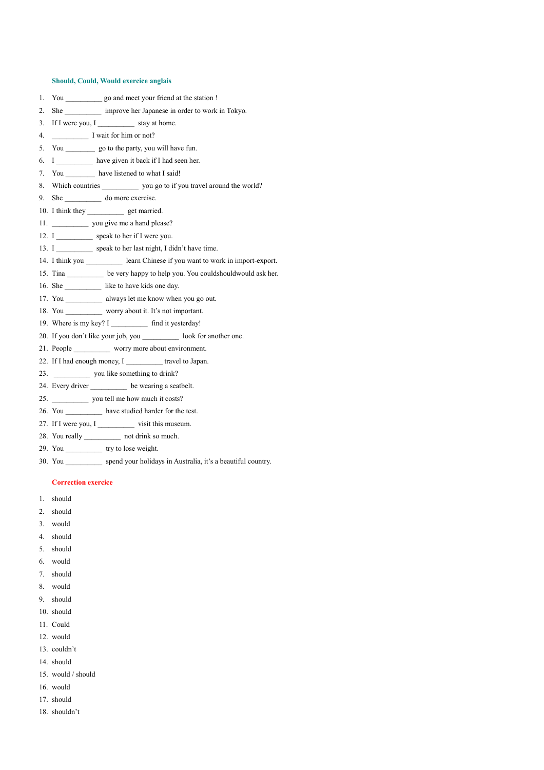## Should, Could, Would exercice anglais

1. You __________ go and meet your friend at the station !
2. She __________ improve her Japanese in order to work in Tokyo.
3. If I were you, I __________ stay at home.
4. __________ I wait for him or not?
5. You ________ go to the party, you will have fun.
6. I __________ have given it back if I had seen her.
7. You ________ have listened to what I said!
8. Which countries __________ you go to if you travel around the world?
9. She __________ do more exercise.
10. I think they __________ get married.
11. __________ you give me a hand please?
12. I __________ speak to her if I were you.
13. I __________ speak to her last night, I didn't have time.
14. I think you __________ learn Chinese if you want to work in import-export.
15. Tina __________ be very happy to help you. You couldshouldwould ask her.
16. She __________ like to have kids one day.
17. You __________ always let me know when you go out.
18. You __________ worry about it. It's not important.
19. Where is my key? I __________ find it yesterday!
20. If you don't like your job, you __________ look for another one.
21. People __________ worry more about environment.
22. If I had enough money, I __________ travel to Japan.
23. __________ you like something to drink?
24. Every driver __________ be wearing a seatbelt.
25. __________ you tell me how much it costs?
26. You __________ have studied harder for the test.
27. If I were you, I __________ visit this museum.
28. You really __________ not drink so much.
29. You __________ try to lose weight.
30. You __________ spend your holidays in Australia, it's a beautiful country.

## Correction exercice

1. should
2. should
3. would
4. should
5. should
6. would
7. should
8. would
9. should
10. should
11. Could
12. would
13. couldn't
14. should
15. would / should
16. would
17. should
18. shouldn't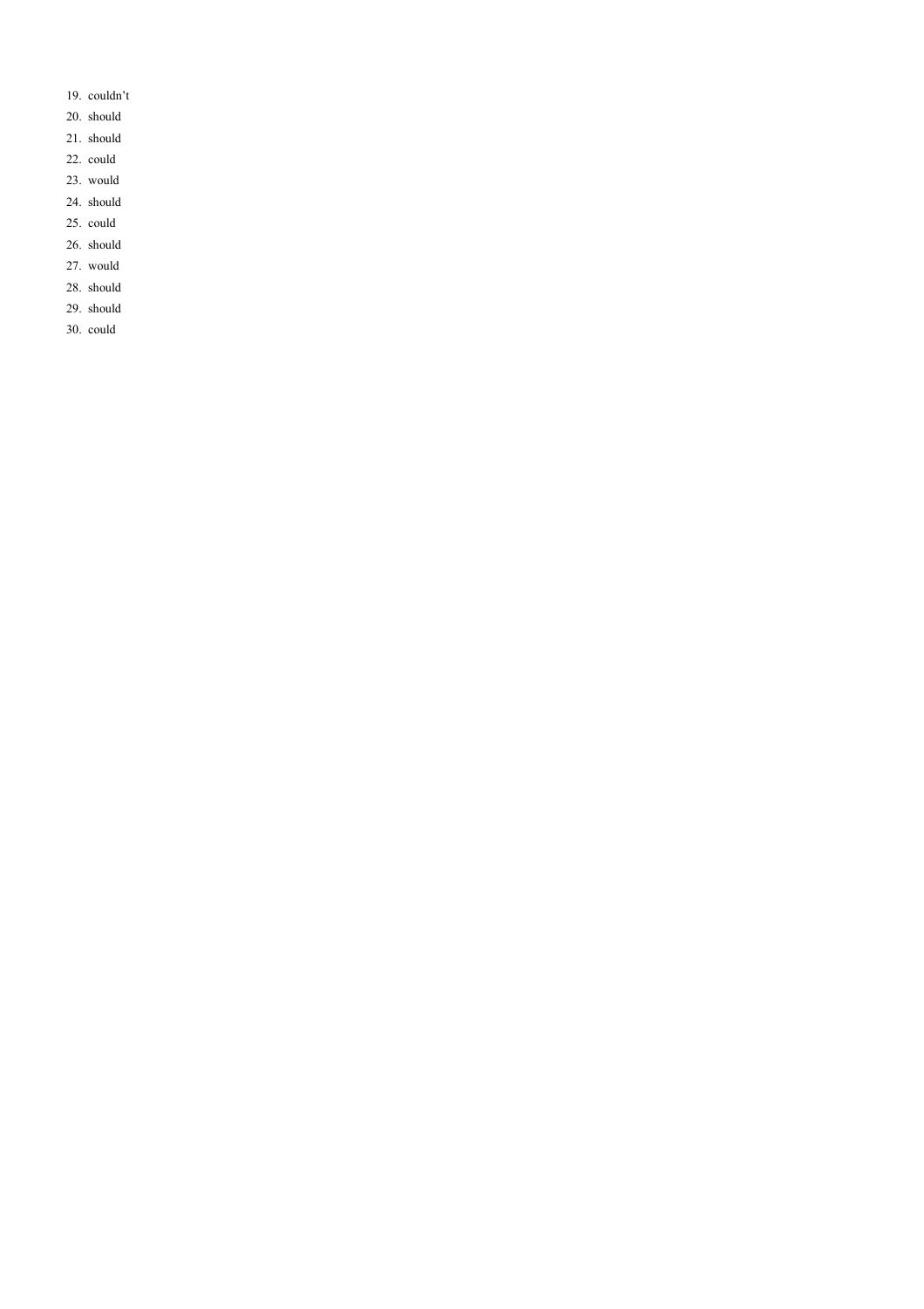19. couldn't
20. should
21. should
22. could
23. would
24. should
25. could
26. should
27. would
28. should
29. should
30. could